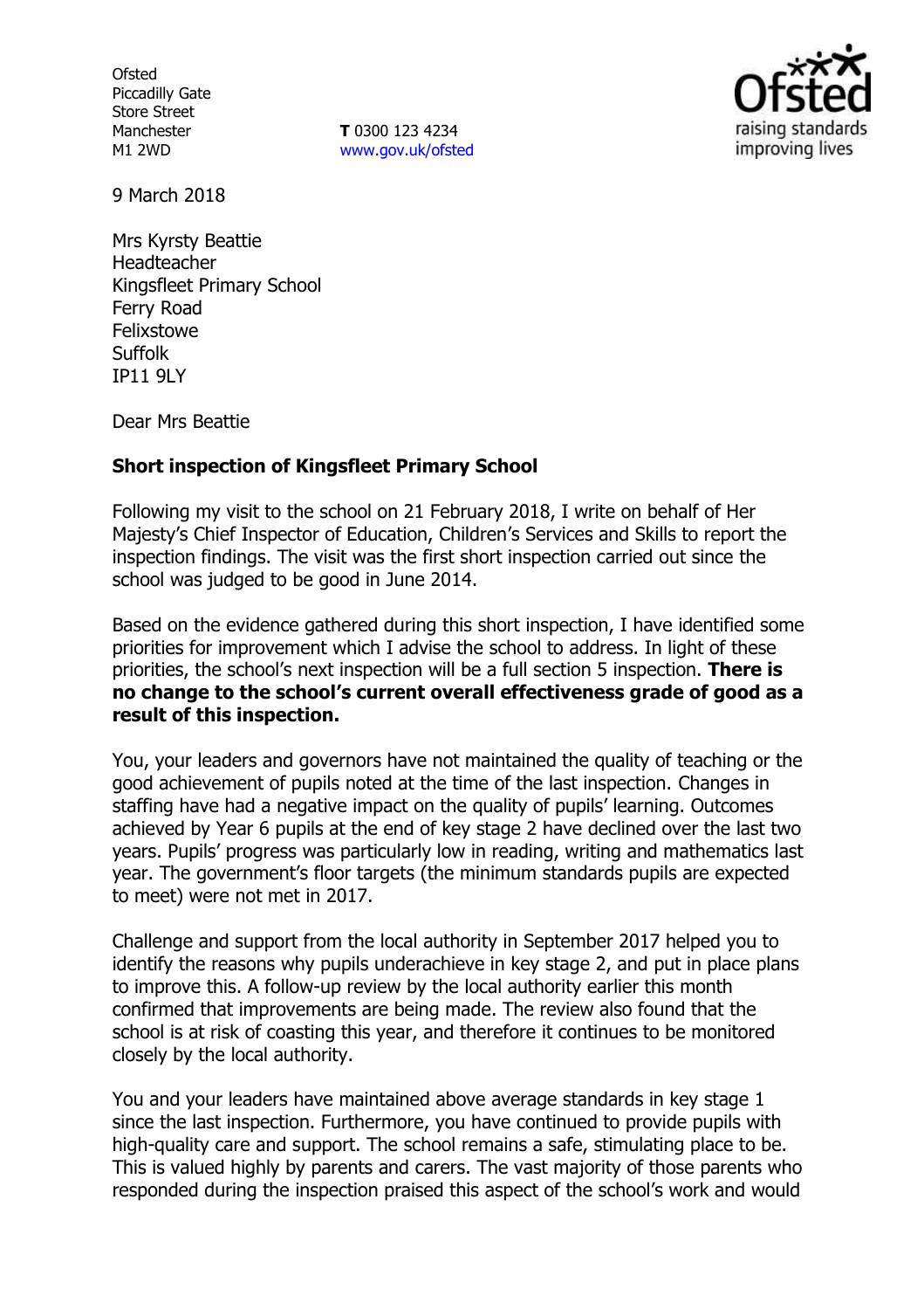Ofsted
Piccadilly Gate
Store Street
Manchester
M1 2WD

**T** 0300 123 4234
www.gov.uk/ofsted

9 March 2018

Mrs Kyrsty Beattie
Headteacher
Kingsfleet Primary School
Ferry Road
Felixstowe
Suffolk
IP11 9LY

Dear Mrs Beattie

**Short inspection of Kingsfleet Primary School**

Following my visit to the school on 21 February 2018, I write on behalf of Her Majesty's Chief Inspector of Education, Children's Services and Skills to report the inspection findings. The visit was the first short inspection carried out since the school was judged to be good in June 2014.

Based on the evidence gathered during this short inspection, I have identified some priorities for improvement which I advise the school to address. In light of these priorities, the school's next inspection will be a full section 5 inspection. **There is no change to the school's current overall effectiveness grade of good as a result of this inspection.**

You, your leaders and governors have not maintained the quality of teaching or the good achievement of pupils noted at the time of the last inspection. Changes in staffing have had a negative impact on the quality of pupils' learning. Outcomes achieved by Year 6 pupils at the end of key stage 2 have declined over the last two years. Pupils' progress was particularly low in reading, writing and mathematics last year. The government's floor targets (the minimum standards pupils are expected to meet) were not met in 2017.

Challenge and support from the local authority in September 2017 helped you to identify the reasons why pupils underachieve in key stage 2, and put in place plans to improve this. A follow-up review by the local authority earlier this month confirmed that improvements are being made. The review also found that the school is at risk of coasting this year, and therefore it continues to be monitored closely by the local authority.

You and your leaders have maintained above average standards in key stage 1 since the last inspection. Furthermore, you have continued to provide pupils with high-quality care and support. The school remains a safe, stimulating place to be. This is valued highly by parents and carers. The vast majority of those parents who responded during the inspection praised this aspect of the school's work and would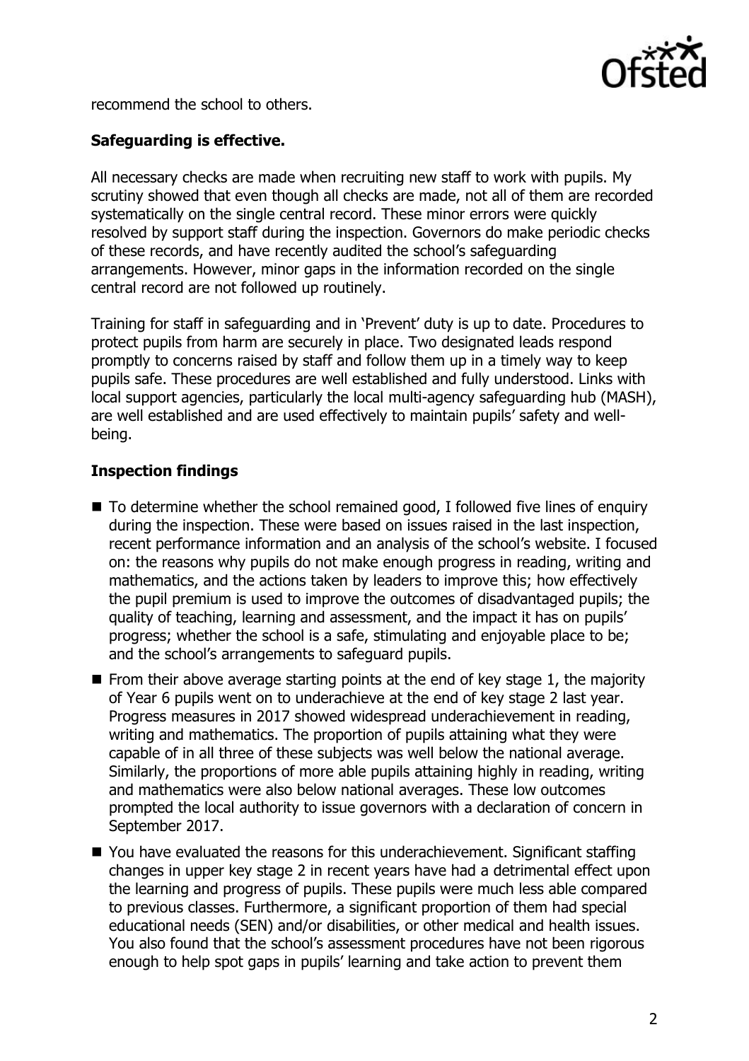recommend the school to others.

## Safeguarding is effective.

All necessary checks are made when recruiting new staff to work with pupils. My scrutiny showed that even though all checks are made, not all of them are recorded systematically on the single central record. These minor errors were quickly resolved by support staff during the inspection. Governors do make periodic checks of these records, and have recently audited the school's safeguarding arrangements. However, minor gaps in the information recorded on the single central record are not followed up routinely.

Training for staff in safeguarding and in 'Prevent' duty is up to date. Procedures to protect pupils from harm are securely in place. Two designated leads respond promptly to concerns raised by staff and follow them up in a timely way to keep pupils safe. These procedures are well established and fully understood. Links with local support agencies, particularly the local multi-agency safeguarding hub (MASH), are well established and are used effectively to maintain pupils' safety and well-being.

## Inspection findings

- To determine whether the school remained good, I followed five lines of enquiry during the inspection. These were based on issues raised in the last inspection, recent performance information and an analysis of the school's website. I focused on: the reasons why pupils do not make enough progress in reading, writing and mathematics, and the actions taken by leaders to improve this; how effectively the pupil premium is used to improve the outcomes of disadvantaged pupils; the quality of teaching, learning and assessment, and the impact it has on pupils' progress; whether the school is a safe, stimulating and enjoyable place to be; and the school's arrangements to safeguard pupils.
- From their above average starting points at the end of key stage 1, the majority of Year 6 pupils went on to underachieve at the end of key stage 2 last year. Progress measures in 2017 showed widespread underachievement in reading, writing and mathematics. The proportion of pupils attaining what they were capable of in all three of these subjects was well below the national average. Similarly, the proportions of more able pupils attaining highly in reading, writing and mathematics were also below national averages. These low outcomes prompted the local authority to issue governors with a declaration of concern in September 2017.
- You have evaluated the reasons for this underachievement. Significant staffing changes in upper key stage 2 in recent years have had a detrimental effect upon the learning and progress of pupils. These pupils were much less able compared to previous classes. Furthermore, a significant proportion of them had special educational needs (SEN) and/or disabilities, or other medical and health issues. You also found that the school's assessment procedures have not been rigorous enough to help spot gaps in pupils' learning and take action to prevent them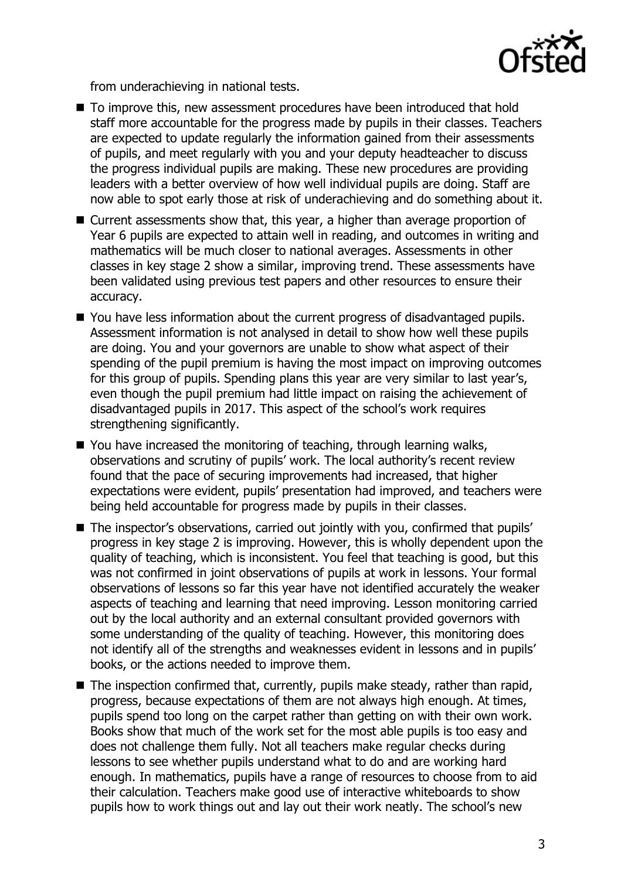from underachieving in national tests.

- To improve this, new assessment procedures have been introduced that hold staff more accountable for the progress made by pupils in their classes. Teachers are expected to update regularly the information gained from their assessments of pupils, and meet regularly with you and your deputy headteacher to discuss the progress individual pupils are making. These new procedures are providing leaders with a better overview of how well individual pupils are doing. Staff are now able to spot early those at risk of underachieving and do something about it.
- Current assessments show that, this year, a higher than average proportion of Year 6 pupils are expected to attain well in reading, and outcomes in writing and mathematics will be much closer to national averages. Assessments in other classes in key stage 2 show a similar, improving trend. These assessments have been validated using previous test papers and other resources to ensure their accuracy.
- You have less information about the current progress of disadvantaged pupils. Assessment information is not analysed in detail to show how well these pupils are doing. You and your governors are unable to show what aspect of their spending of the pupil premium is having the most impact on improving outcomes for this group of pupils. Spending plans this year are very similar to last year's, even though the pupil premium had little impact on raising the achievement of disadvantaged pupils in 2017. This aspect of the school's work requires strengthening significantly.
- You have increased the monitoring of teaching, through learning walks, observations and scrutiny of pupils' work. The local authority's recent review found that the pace of securing improvements had increased, that higher expectations were evident, pupils' presentation had improved, and teachers were being held accountable for progress made by pupils in their classes.
- The inspector's observations, carried out jointly with you, confirmed that pupils' progress in key stage 2 is improving. However, this is wholly dependent upon the quality of teaching, which is inconsistent. You feel that teaching is good, but this was not confirmed in joint observations of pupils at work in lessons. Your formal observations of lessons so far this year have not identified accurately the weaker aspects of teaching and learning that need improving. Lesson monitoring carried out by the local authority and an external consultant provided governors with some understanding of the quality of teaching. However, this monitoring does not identify all of the strengths and weaknesses evident in lessons and in pupils' books, or the actions needed to improve them.
- The inspection confirmed that, currently, pupils make steady, rather than rapid, progress, because expectations of them are not always high enough. At times, pupils spend too long on the carpet rather than getting on with their own work. Books show that much of the work set for the most able pupils is too easy and does not challenge them fully. Not all teachers make regular checks during lessons to see whether pupils understand what to do and are working hard enough. In mathematics, pupils have a range of resources to choose from to aid their calculation. Teachers make good use of interactive whiteboards to show pupils how to work things out and lay out their work neatly. The school's new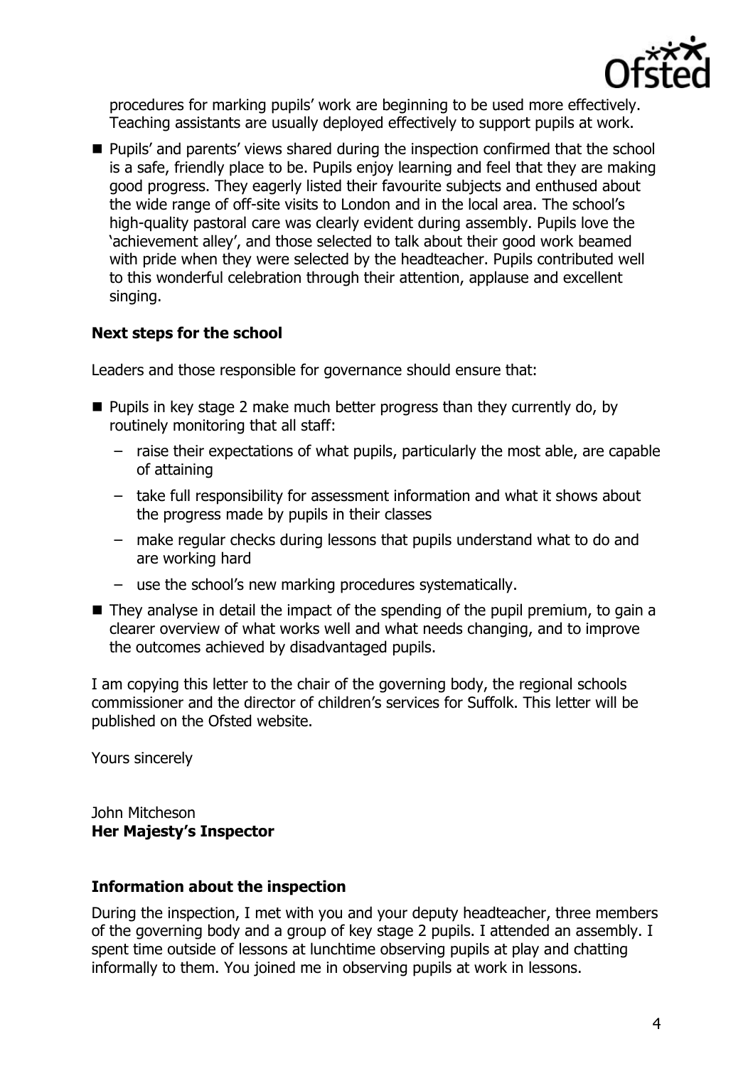procedures for marking pupils' work are beginning to be used more effectively. Teaching assistants are usually deployed effectively to support pupils at work.

- Pupils' and parents' views shared during the inspection confirmed that the school is a safe, friendly place to be. Pupils enjoy learning and feel that they are making good progress. They eagerly listed their favourite subjects and enthused about the wide range of off-site visits to London and in the local area. The school's high-quality pastoral care was clearly evident during assembly. Pupils love the 'achievement alley', and those selected to talk about their good work beamed with pride when they were selected by the headteacher. Pupils contributed well to this wonderful celebration through their attention, applause and excellent singing.

### Next steps for the school

Leaders and those responsible for governance should ensure that:

- Pupils in key stage 2 make much better progress than they currently do, by routinely monitoring that all staff:
  - raise their expectations of what pupils, particularly the most able, are capable of attaining
  - take full responsibility for assessment information and what it shows about the progress made by pupils in their classes
  - make regular checks during lessons that pupils understand what to do and are working hard
  - use the school's new marking procedures systematically.
- They analyse in detail the impact of the spending of the pupil premium, to gain a clearer overview of what works well and what needs changing, and to improve the outcomes achieved by disadvantaged pupils.

I am copying this letter to the chair of the governing body, the regional schools commissioner and the director of children's services for Suffolk. This letter will be published on the Ofsted website.

Yours sincerely

John Mitcheson
**Her Majesty's Inspector**

### Information about the inspection

During the inspection, I met with you and your deputy headteacher, three members of the governing body and a group of key stage 2 pupils. I attended an assembly. I spent time outside of lessons at lunchtime observing pupils at play and chatting informally to them. You joined me in observing pupils at work in lessons.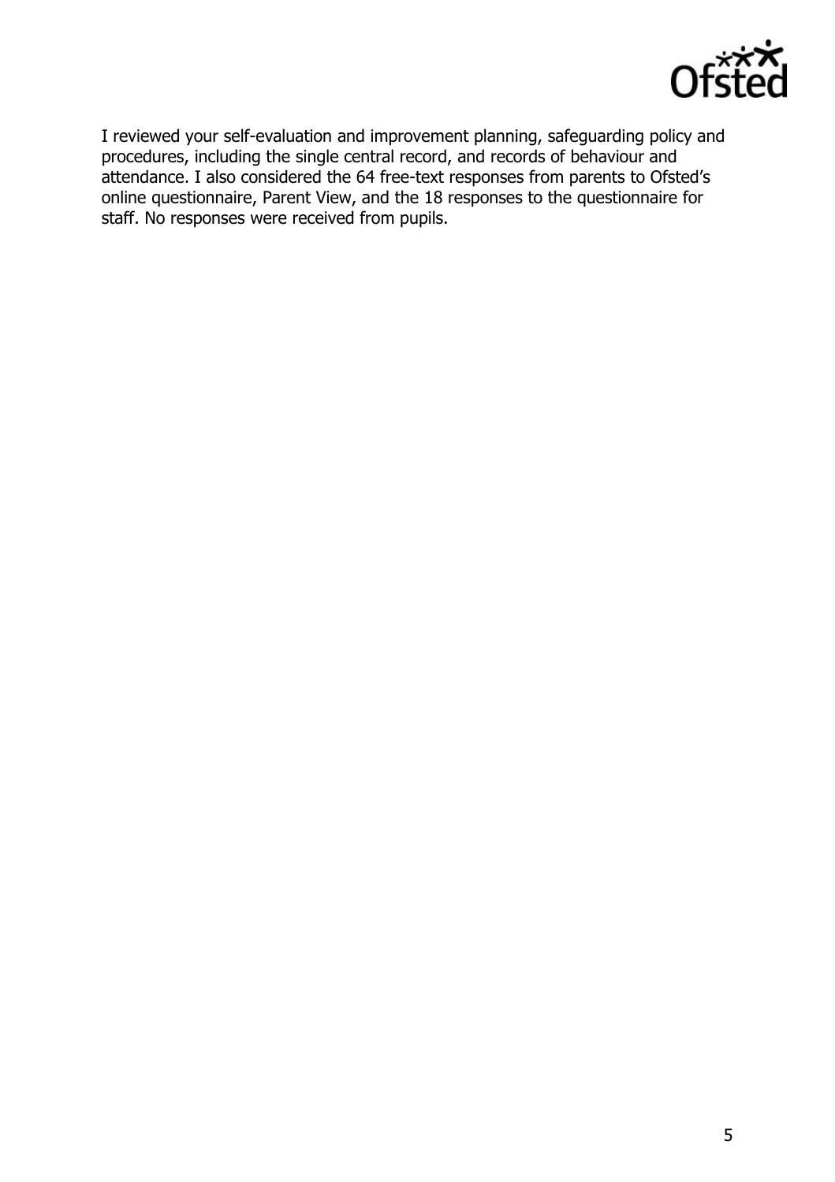I reviewed your self-evaluation and improvement planning, safeguarding policy and procedures, including the single central record, and records of behaviour and attendance. I also considered the 64 free-text responses from parents to Ofsted's online questionnaire, Parent View, and the 18 responses to the questionnaire for staff. No responses were received from pupils.